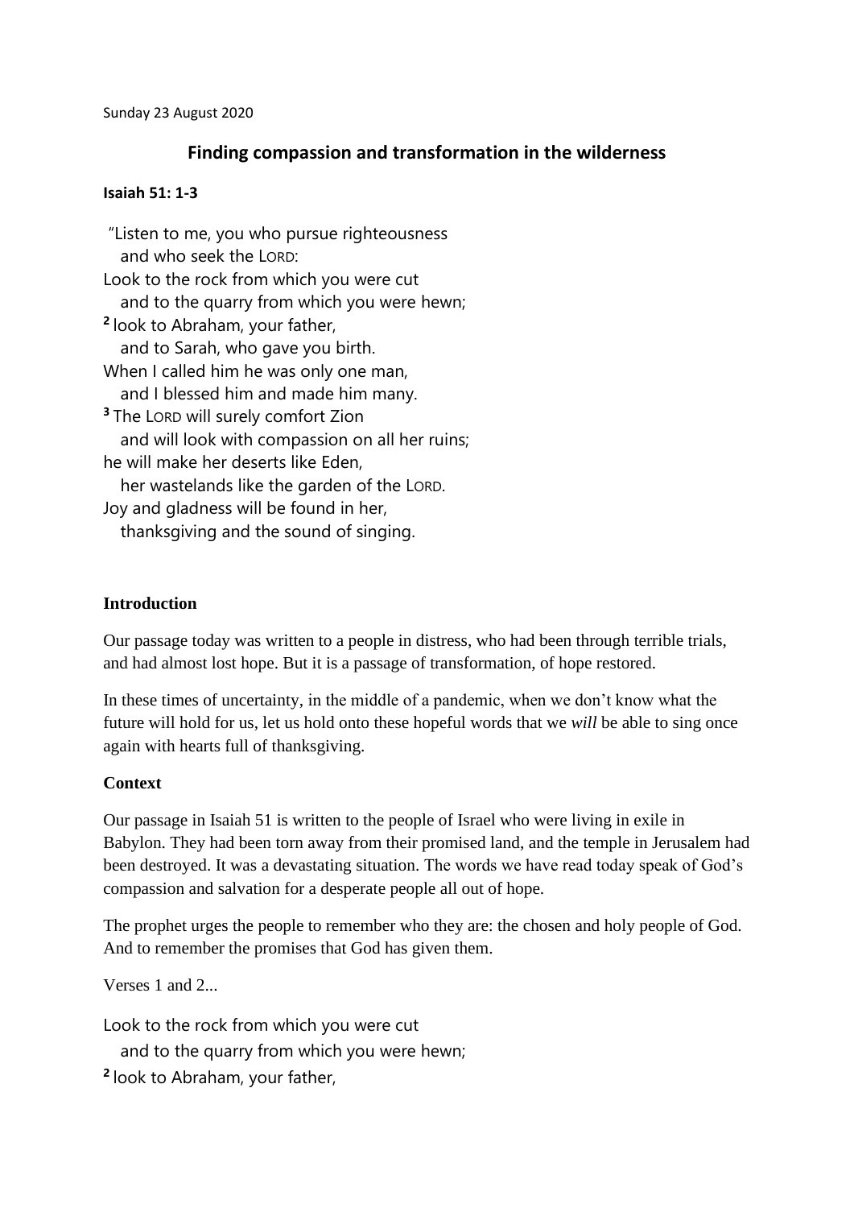Sunday 23 August 2020

# Finding compassion and transformation in the wilderness

**Isaiah 51: 1-3**

"Listen to me, you who pursue righteousness
   and who seek the LORD:
Look to the rock from which you were cut
   and to the quarry from which you were hewn;
**2** look to Abraham, your father,
   and to Sarah, who gave you birth.
When I called him he was only one man,
   and I blessed him and made him many.
**3** The LORD will surely comfort Zion
   and will look with compassion on all her ruins;
he will make her deserts like Eden,
   her wastelands like the garden of the LORD.
Joy and gladness will be found in her,
   thanksgiving and the sound of singing.

**Introduction**

Our passage today was written to a people in distress, who had been through terrible trials, and had almost lost hope. But it is a passage of transformation, of hope restored.

In these times of uncertainty, in the middle of a pandemic, when we don't know what the future will hold for us, let us hold onto these hopeful words that we *will* be able to sing once again with hearts full of thanksgiving.

**Context**

Our passage in Isaiah 51 is written to the people of Israel who were living in exile in Babylon. They had been torn away from their promised land, and the temple in Jerusalem had been destroyed. It was a devastating situation. The words we have read today speak of God's compassion and salvation for a desperate people all out of hope.

The prophet urges the people to remember who they are: the chosen and holy people of God. And to remember the promises that God has given them.

Verses 1 and 2...

Look to the rock from which you were cut
   and to the quarry from which you were hewn;
**2** look to Abraham, your father,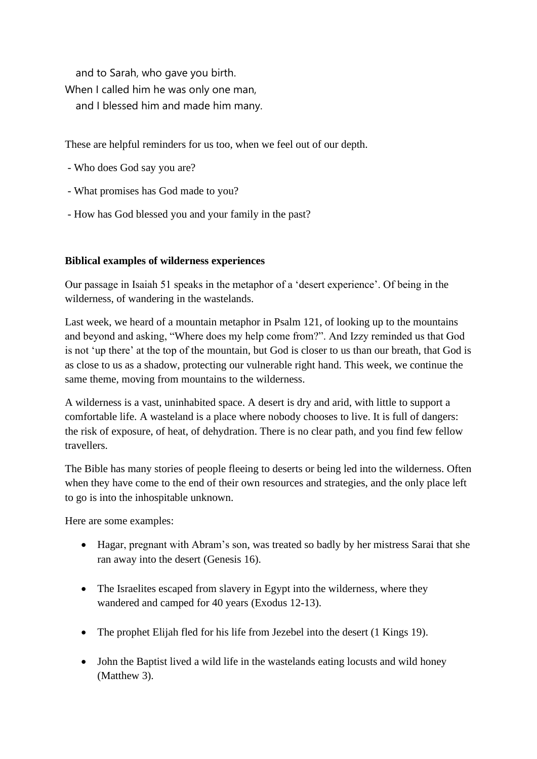and to Sarah, who gave you birth.  
When I called him he was only one man,  
and I blessed him and made him many.

These are helpful reminders for us too, when we feel out of our depth.

- Who does God say you are?
- What promises has God made to you?
- How has God blessed you and your family in the past?

**Biblical examples of wilderness experiences**

Our passage in Isaiah 51 speaks in the metaphor of a 'desert experience'. Of being in the wilderness, of wandering in the wastelands.

Last week, we heard of a mountain metaphor in Psalm 121, of looking up to the mountains and beyond and asking, "Where does my help come from?". And Izzy reminded us that God is not 'up there' at the top of the mountain, but God is closer to us than our breath, that God is as close to us as a shadow, protecting our vulnerable right hand. This week, we continue the same theme, moving from mountains to the wilderness.

A wilderness is a vast, uninhabited space. A desert is dry and arid, with little to support a comfortable life. A wasteland is a place where nobody chooses to live. It is full of dangers: the risk of exposure, of heat, of dehydration. There is no clear path, and you find few fellow travellers.

The Bible has many stories of people fleeing to deserts or being led into the wilderness. Often when they have come to the end of their own resources and strategies, and the only place left to go is into the inhospitable unknown.

Here are some examples:

- Hagar, pregnant with Abram's son, was treated so badly by her mistress Sarai that she ran away into the desert (Genesis 16).
- The Israelites escaped from slavery in Egypt into the wilderness, where they wandered and camped for 40 years (Exodus 12-13).
- The prophet Elijah fled for his life from Jezebel into the desert (1 Kings 19).
- John the Baptist lived a wild life in the wastelands eating locusts and wild honey (Matthew 3).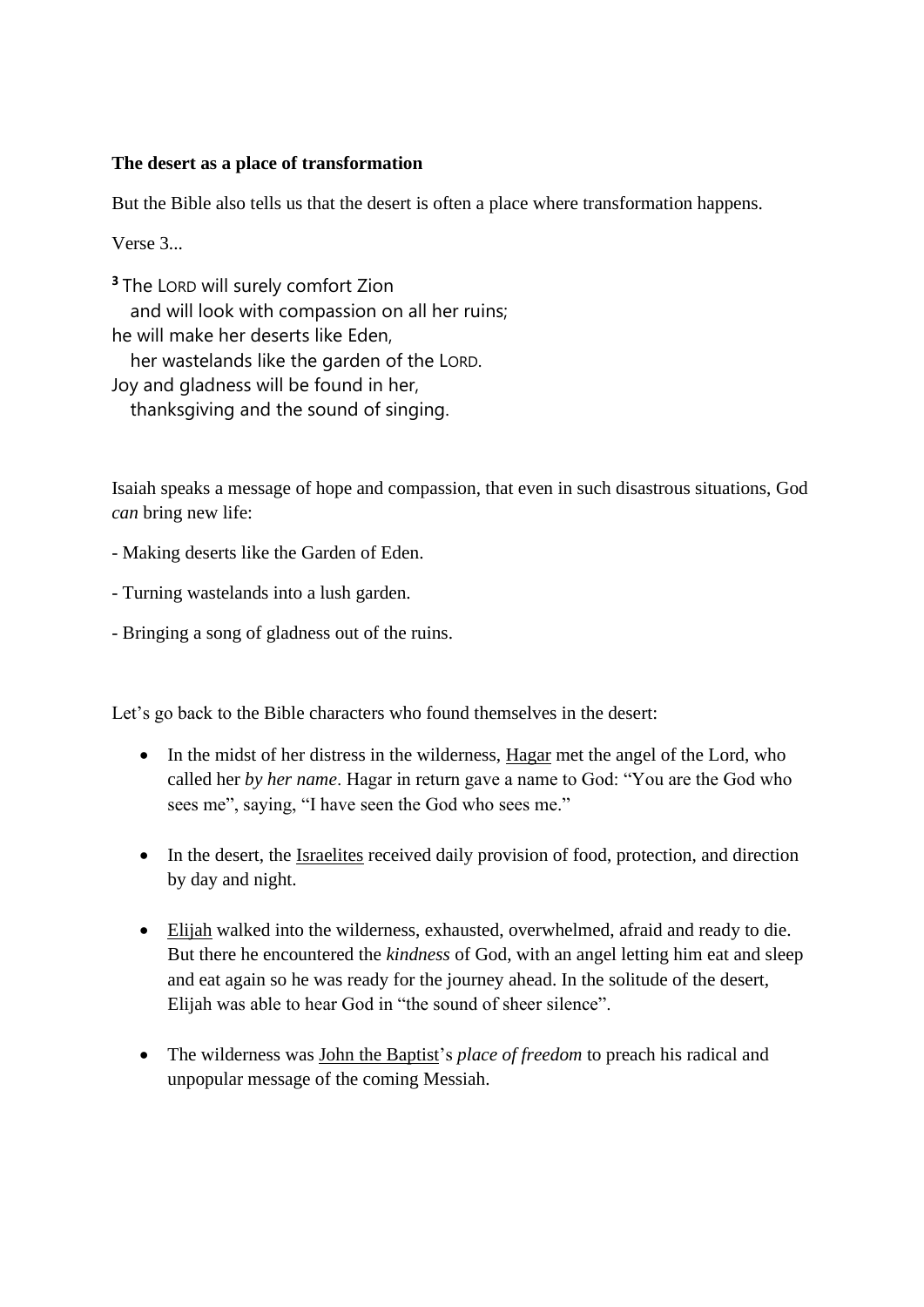**The desert as a place of transformation**

But the Bible also tells us that the desert is often a place where transformation happens.

Verse 3...

[3] The LORD will surely comfort Zion
   and will look with compassion on all her ruins;
he will make her deserts like Eden,
   her wastelands like the garden of the LORD.
Joy and gladness will be found in her,
   thanksgiving and the sound of singing.

Isaiah speaks a message of hope and compassion, that even in such disastrous situations, God *can* bring new life:

- Making deserts like the Garden of Eden.

- Turning wastelands into a lush garden.

- Bringing a song of gladness out of the ruins.

Let's go back to the Bible characters who found themselves in the desert:

- In the midst of her distress in the wilderness, Hagar met the angel of the Lord, who called her *by her name*. Hagar in return gave a name to God: "You are the God who sees me", saying, "I have seen the God who sees me."

- In the desert, the Israelites received daily provision of food, protection, and direction by day and night.

- Elijah walked into the wilderness, exhausted, overwhelmed, afraid and ready to die. But there he encountered the *kindness* of God, with an angel letting him eat and sleep and eat again so he was ready for the journey ahead. In the solitude of the desert, Elijah was able to hear God in "the sound of sheer silence".

- The wilderness was John the Baptist's *place of freedom* to preach his radical and unpopular message of the coming Messiah.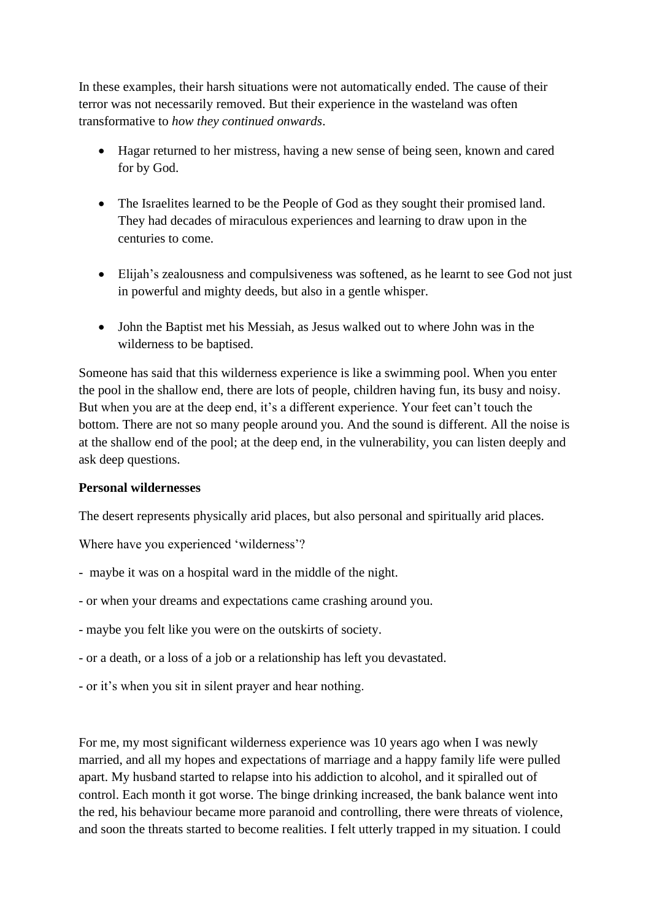In these examples, their harsh situations were not automatically ended. The cause of their terror was not necessarily removed. But their experience in the wasteland was often transformative to *how they continued onwards*.

- Hagar returned to her mistress, having a new sense of being seen, known and cared for by God.

- The Israelites learned to be the People of God as they sought their promised land. They had decades of miraculous experiences and learning to draw upon in the centuries to come.

- Elijah's zealousness and compulsiveness was softened, as he learnt to see God not just in powerful and mighty deeds, but also in a gentle whisper.

- John the Baptist met his Messiah, as Jesus walked out to where John was in the wilderness to be baptised.

Someone has said that this wilderness experience is like a swimming pool. When you enter the pool in the shallow end, there are lots of people, children having fun, its busy and noisy. But when you are at the deep end, it's a different experience. Your feet can't touch the bottom. There are not so many people around you. And the sound is different. All the noise is at the shallow end of the pool; at the deep end, in the vulnerability, you can listen deeply and ask deep questions.

**Personal wildernesses**

The desert represents physically arid places, but also personal and spiritually arid places.

Where have you experienced 'wilderness'?

- maybe it was on a hospital ward in the middle of the night.

- or when your dreams and expectations came crashing around you.

- maybe you felt like you were on the outskirts of society.

- or a death, or a loss of a job or a relationship has left you devastated.

- or it's when you sit in silent prayer and hear nothing.

For me, my most significant wilderness experience was 10 years ago when I was newly married, and all my hopes and expectations of marriage and a happy family life were pulled apart. My husband started to relapse into his addiction to alcohol, and it spiralled out of control. Each month it got worse. The binge drinking increased, the bank balance went into the red, his behaviour became more paranoid and controlling, there were threats of violence, and soon the threats started to become realities. I felt utterly trapped in my situation. I could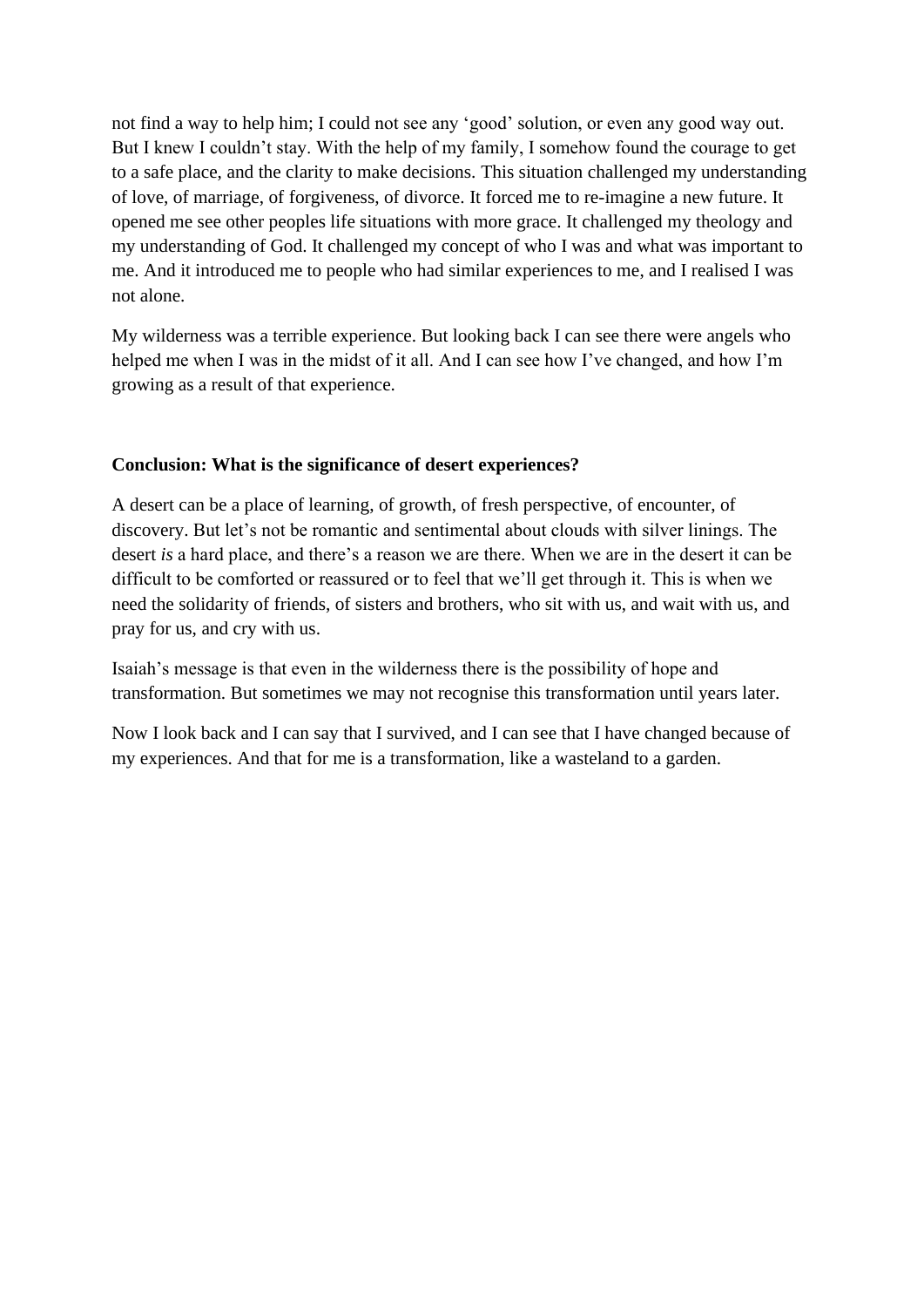not find a way to help him; I could not see any 'good' solution, or even any good way out. But I knew I couldn't stay. With the help of my family, I somehow found the courage to get to a safe place, and the clarity to make decisions. This situation challenged my understanding of love, of marriage, of forgiveness, of divorce. It forced me to re-imagine a new future. It opened me see other peoples life situations with more grace. It challenged my theology and my understanding of God. It challenged my concept of who I was and what was important to me. And it introduced me to people who had similar experiences to me, and I realised I was not alone.

My wilderness was a terrible experience. But looking back I can see there were angels who helped me when I was in the midst of it all. And I can see how I've changed, and how I'm growing as a result of that experience.

**Conclusion: What is the significance of desert experiences?**

A desert can be a place of learning, of growth, of fresh perspective, of encounter, of discovery. But let's not be romantic and sentimental about clouds with silver linings. The desert *is* a hard place, and there's a reason we are there. When we are in the desert it can be difficult to be comforted or reassured or to feel that we'll get through it. This is when we need the solidarity of friends, of sisters and brothers, who sit with us, and wait with us, and pray for us, and cry with us.

Isaiah's message is that even in the wilderness there is the possibility of hope and transformation. But sometimes we may not recognise this transformation until years later.

Now I look back and I can say that I survived, and I can see that I have changed because of my experiences. And that for me is a transformation, like a wasteland to a garden.